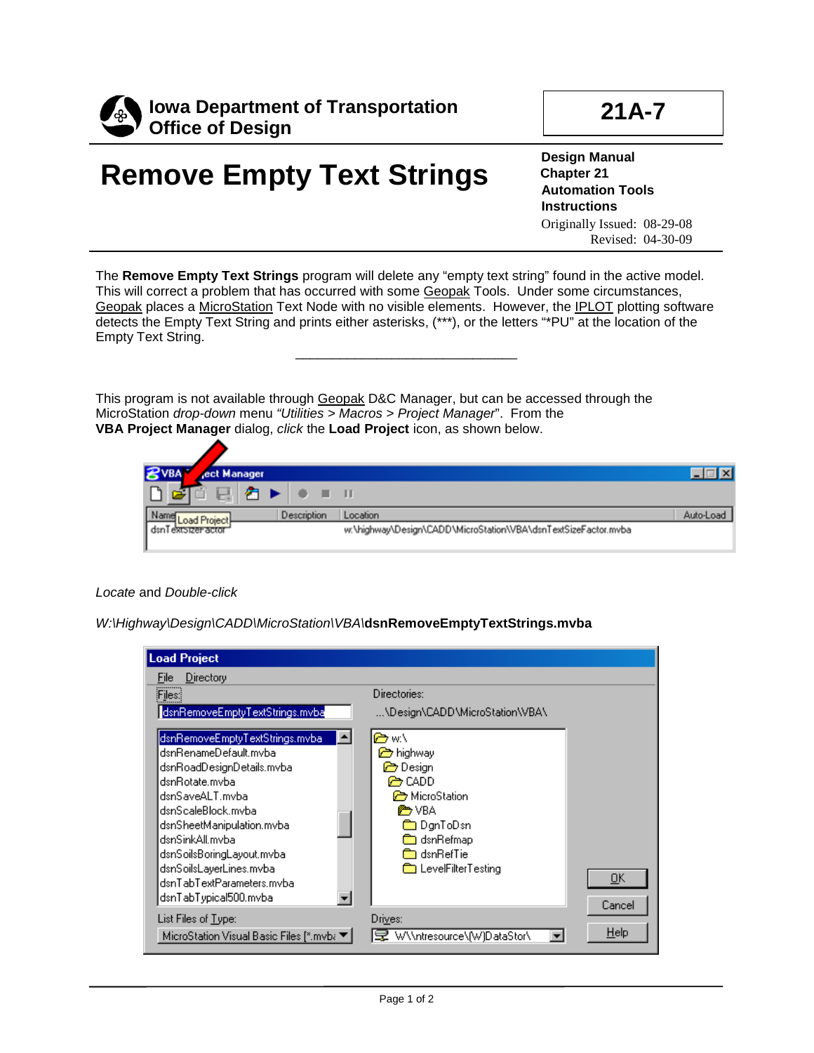**Iowa Department of Transportation**
**Office of Design**

**21A-7**

# Remove Empty Text Strings

**Design Manual**
**Chapter 21**
**Automation Tools**
**Instructions**
Originally Issued: 08-29-08
Revised: 04-30-09

The **Remove Empty Text Strings** program will delete any "empty text string" found in the active model. This will correct a problem that has occurred with some Geopak Tools. Under some circumstances, Geopak places a MicroStation Text Node with no visible elements. However, the IPLOT plotting software detects the Empty Text String and prints either asterisks, (***), or the letters "*PU" at the location of the Empty Text String.

---

This program is not available through Geopak D&C Manager, but can be accessed through the MicroStation *drop-down* menu *"Utilities > Macros > Project Manager*". From the **VBA Project Manager** dialog, *click* the **Load Project** icon, as shown below.

*Locate* and *Double-click*

*W:\Highway\Design\CADD\MicroStation\VBA\\***dsnRemoveEmptyTextStrings.mvba**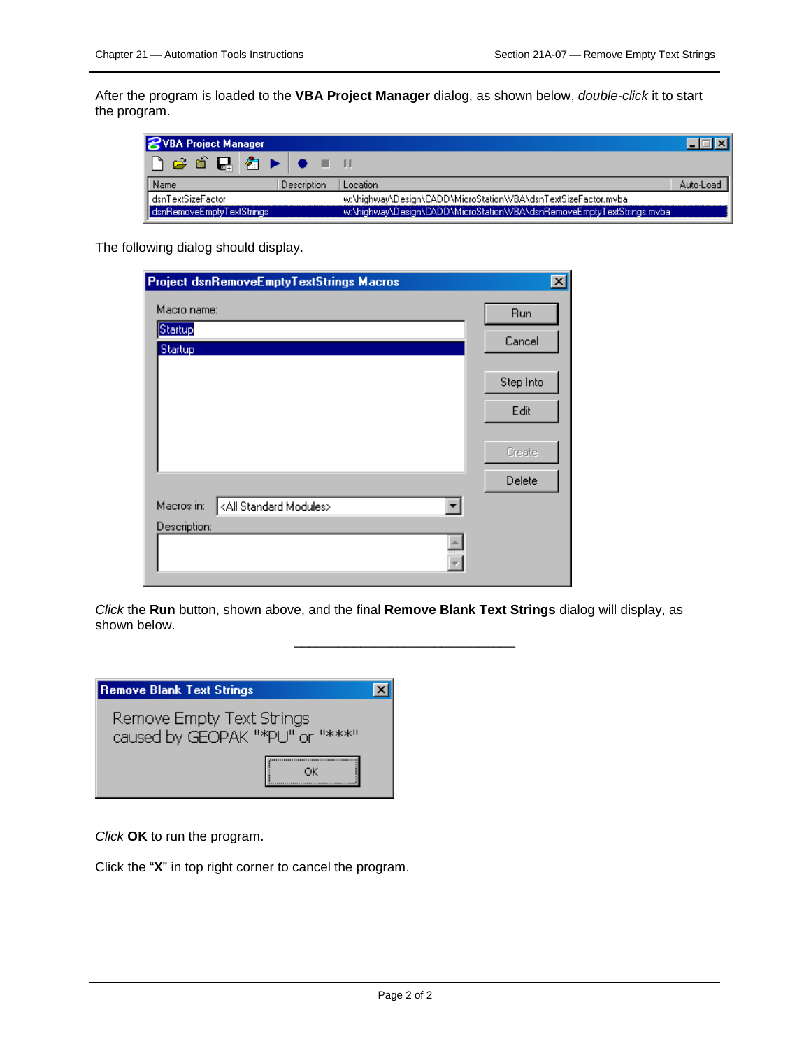After the program is loaded to the **VBA Project Manager** dialog, as shown below, *double-click* it to start the program.

The following dialog should display.

*Click* the **Run** button, shown above, and the final **Remove Blank Text Strings** dialog will display, as shown below.

*Click* **OK** to run the program.

Click the "**X**" in top right corner to cancel the program.